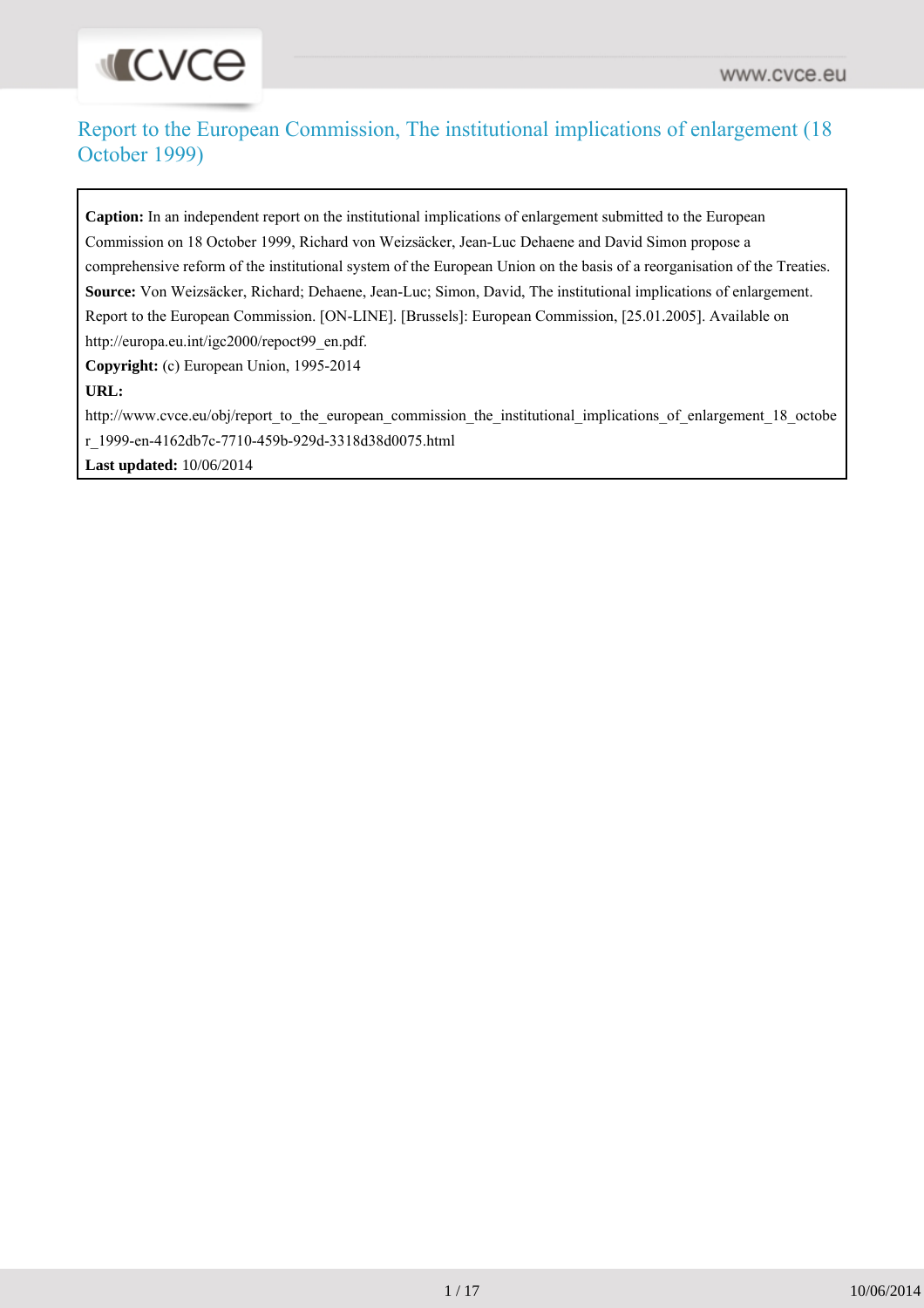# Report to the European Commission, The institutional implications of enlargement (18 October 1999)

**Caption:** In an independent report on the institutional implications of enlargement submitted to the European Commission on 18 October 1999, Richard von Weizsäcker, Jean-Luc Dehaene and David Simon propose a comprehensive reform of the institutional system of the European Union on the basis of a reorganisation of the Treaties.

**Source:** Von Weizsäcker, Richard; Dehaene, Jean-Luc; Simon, David, The institutional implications of enlargement. Report to the European Commission. [ON-LINE]. [Brussels]: European Commission, [25.01.2005]. Available on http://europa.eu.int/igc2000/repoct99_en.pdf.

**Copyright:** (c) European Union, 1995-2014

**URL:** http://www.cvce.eu/obj/report_to_the_european_commission_the_institutional_implications_of_enlargement_18_october_1999-en-4162db7c-7710-459b-929d-3318d38d0075.html

**Last updated:** 10/06/2014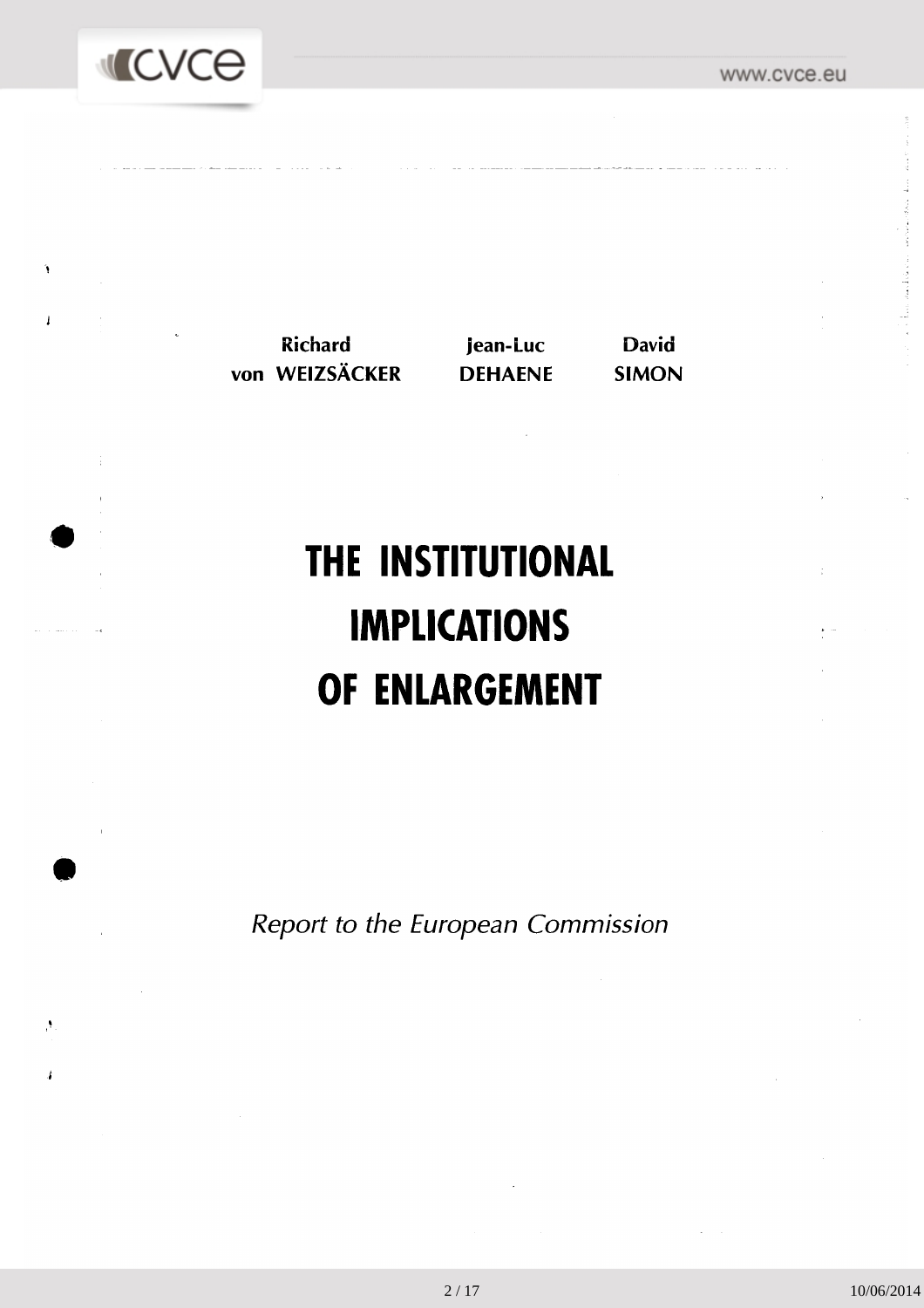**Richard von WEIZSÄCKER** **Jean-Luc DEHAENE** **David SIMON**

# THE INSTITUTIONAL IMPLICATIONS OF ENLARGEMENT

*Report to the European Commission*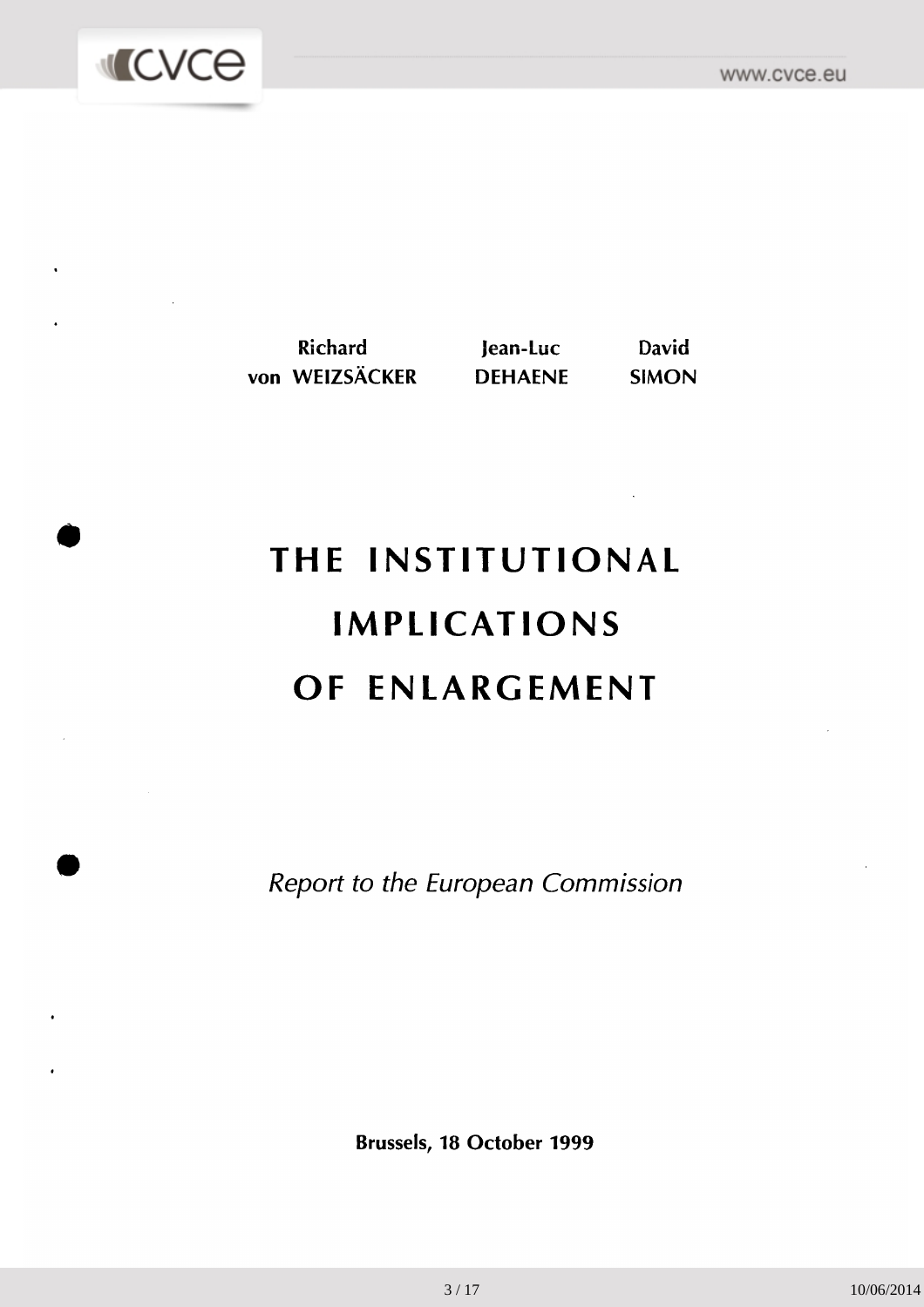**Richard von WEIZSÄCKER** **Jean-Luc DEHAENE** **David SIMON**

# THE INSTITUTIONAL IMPLICATIONS OF ENLARGEMENT

*Report to the European Commission*

**Brussels, 18 October 1999**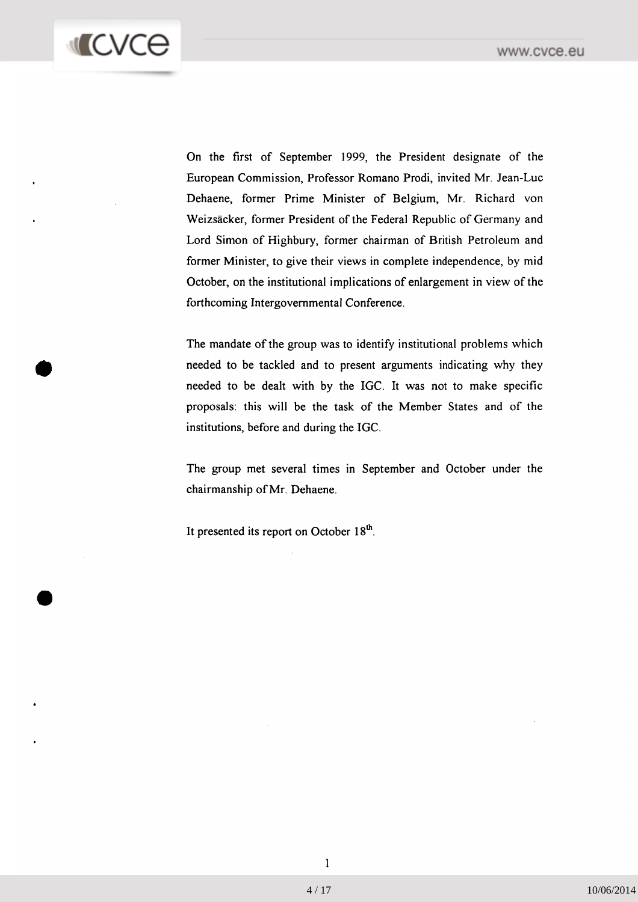On the first of September 1999, the President designate of the European Commission, Professor Romano Prodi, invited Mr. Jean-Luc Dehaene, former Prime Minister of Belgium, Mr. Richard von Weizsäcker, former President of the Federal Republic of Germany and Lord Simon of Highbury, former chairman of British Petroleum and former Minister, to give their views in complete independence, by mid October, on the institutional implications of enlargement in view of the forthcoming Intergovernmental Conference.

The mandate of the group was to identify institutional problems which needed to be tackled and to present arguments indicating why they needed to be dealt with by the IGC. It was not to make specific proposals: this will be the task of the Member States and of the institutions, before and during the IGC.

The group met several times in September and October under the chairmanship of Mr. Dehaene.

It presented its report on October 18th.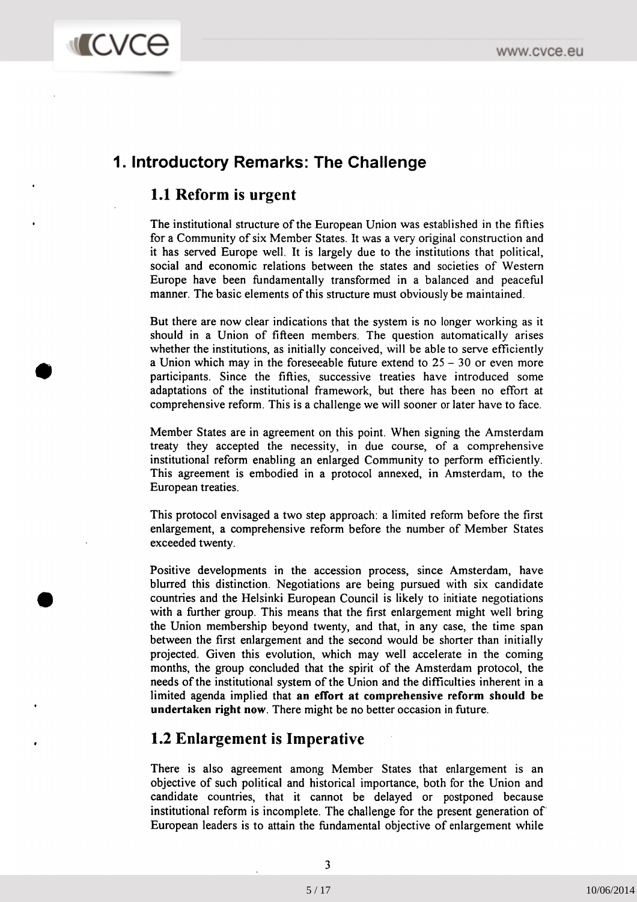# 1. Introductory Remarks: The Challenge

## 1.1 Reform is urgent

The institutional structure of the European Union was established in the fifties for a Community of six Member States. It was a very original construction and it has served Europe well. It is largely due to the institutions that political, social and economic relations between the states and societies of Western Europe have been fundamentally transformed in a balanced and peaceful manner. The basic elements of this structure must obviously be maintained.

But there are now clear indications that the system is no longer working as it should in a Union of fifteen members. The question automatically arises whether the institutions, as initially conceived, will be able to serve efficiently a Union which may in the foreseeable future extend to 25 – 30 or even more participants. Since the fifties, successive treaties have introduced some adaptations of the institutional framework, but there has been no effort at comprehensive reform. This is a challenge we will sooner or later have to face.

Member States are in agreement on this point. When signing the Amsterdam treaty they accepted the necessity, in due course, of a comprehensive institutional reform enabling an enlarged Community to perform efficiently. This agreement is embodied in a protocol annexed, in Amsterdam, to the European treaties.

This protocol envisaged a two step approach: a limited reform before the first enlargement, a comprehensive reform before the number of Member States exceeded twenty.

Positive developments in the accession process, since Amsterdam, have blurred this distinction. Negotiations are being pursued with six candidate countries and the Helsinki European Council is likely to initiate negotiations with a further group. This means that the first enlargement might well bring the Union membership beyond twenty, and that, in any case, the time span between the first enlargement and the second would be shorter than initially projected. Given this evolution, which may well accelerate in the coming months, the group concluded that the spirit of the Amsterdam protocol, the needs of the institutional system of the Union and the difficulties inherent in a limited agenda implied that **an effort at comprehensive reform should be undertaken right now**. There might be no better occasion in future.

## 1.2 Enlargement is Imperative

There is also agreement among Member States that enlargement is an objective of such political and historical importance, both for the Union and candidate countries, that it cannot be delayed or postponed because institutional reform is incomplete. The challenge for the present generation of European leaders is to attain the fundamental objective of enlargement while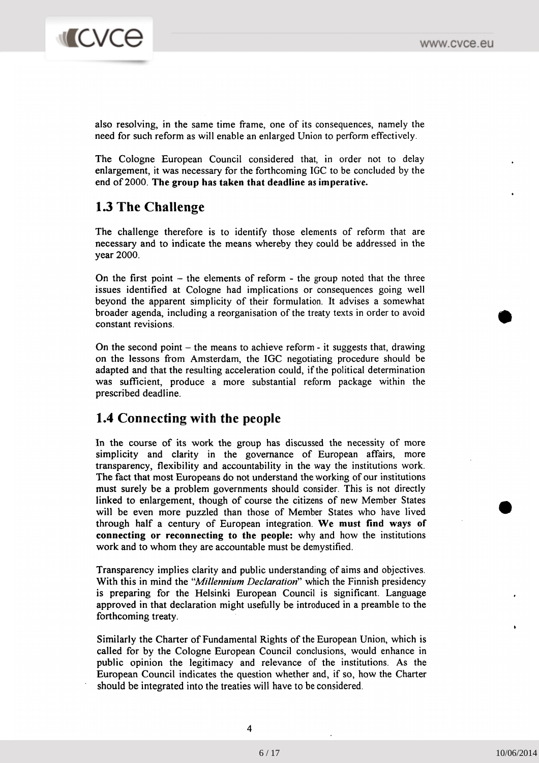also resolving, in the same time frame, one of its consequences, namely the need for such reform as will enable an enlarged Union to perform effectively.

The Cologne European Council considered that, in order not to delay enlargement, it was necessary for the forthcoming IGC to be concluded by the end of 2000. **The group has taken that deadline as imperative.**

## 1.3 The Challenge

The challenge therefore is to identify those elements of reform that are necessary and to indicate the means whereby they could be addressed in the year 2000.

On the first point – the elements of reform - the group noted that the three issues identified at Cologne had implications or consequences going well beyond the apparent simplicity of their formulation. It advises a somewhat broader agenda, including a reorganisation of the treaty texts in order to avoid constant revisions.

On the second point – the means to achieve reform - it suggests that, drawing on the lessons from Amsterdam, the IGC negotiating procedure should be adapted and that the resulting acceleration could, if the political determination was sufficient, produce a more substantial reform package within the prescribed deadline.

## 1.4 Connecting with the people

In the course of its work the group has discussed the necessity of more simplicity and clarity in the governance of European affairs, more transparency, flexibility and accountability in the way the institutions work. The fact that most Europeans do not understand the working of our institutions must surely be a problem governments should consider. This is not directly linked to enlargement, though of course the citizens of new Member States will be even more puzzled than those of Member States who have lived through half a century of European integration. **We must find ways of connecting or reconnecting to the people:** why and how the institutions work and to whom they are accountable must be demystified.

Transparency implies clarity and public understanding of aims and objectives. With this in mind the "*Millennium Declaration*" which the Finnish presidency is preparing for the Helsinki European Council is significant. Language approved in that declaration might usefully be introduced in a preamble to the forthcoming treaty.

Similarly the Charter of Fundamental Rights of the European Union, which is called for by the Cologne European Council conclusions, would enhance in public opinion the legitimacy and relevance of the institutions. As the European Council indicates the question whether and, if so, how the Charter should be integrated into the treaties will have to be considered.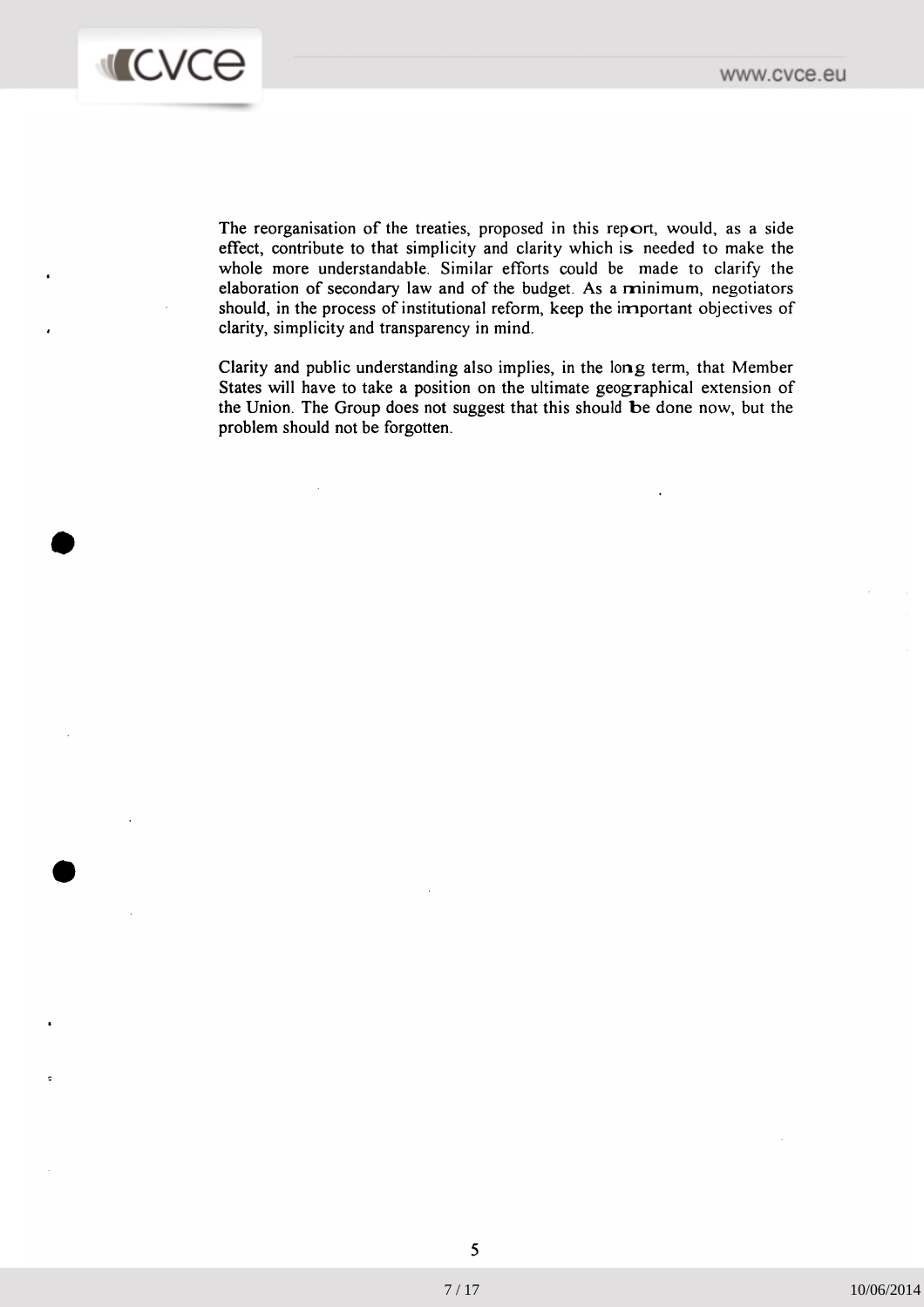The reorganisation of the treaties, proposed in this report, would, as a side effect, contribute to that simplicity and clarity which is needed to make the whole more understandable. Similar efforts could be made to clarify the elaboration of secondary law and of the budget. As a minimum, negotiators should, in the process of institutional reform, keep the important objectives of clarity, simplicity and transparency in mind.

Clarity and public understanding also implies, in the long term, that Member States will have to take a position on the ultimate geographical extension of the Union. The Group does not suggest that this should be done now, but the problem should not be forgotten.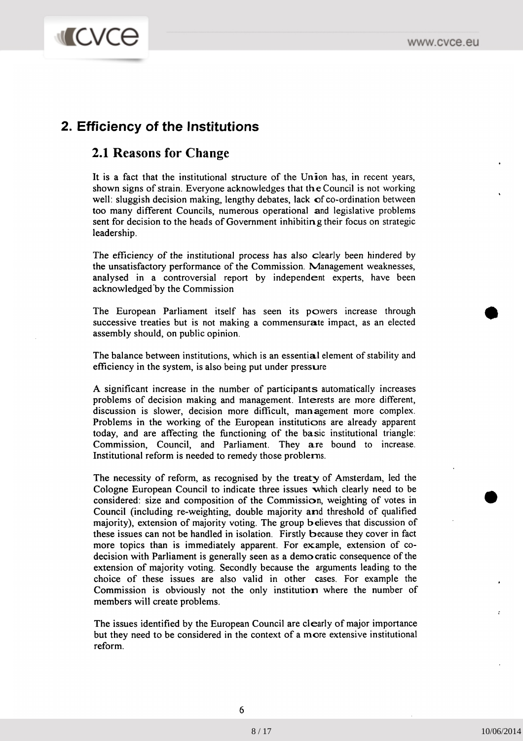## 2. Efficiency of the Institutions

### 2.1 Reasons for Change

It is a fact that the institutional structure of the Union has, in recent years, shown signs of strain. Everyone acknowledges that the Council is not working well: sluggish decision making, lengthy debates, lack of co-ordination between too many different Councils, numerous operational and legislative problems sent for decision to the heads of Government inhibiting their focus on strategic leadership.

The efficiency of the institutional process has also clearly been hindered by the unsatisfactory performance of the Commission. Management weaknesses, analysed in a controversial report by independent experts, have been acknowledged by the Commission

The European Parliament itself has seen its powers increase through successive treaties but is not making a commensurate impact, as an elected assembly should, on public opinion.

The balance between institutions, which is an essential element of stability and efficiency in the system, is also being put under pressure

A significant increase in the number of participants automatically increases problems of decision making and management. Interests are more different, discussion is slower, decision more difficult, management more complex. Problems in the working of the European institutions are already apparent today, and are affecting the functioning of the basic institutional triangle: Commission, Council, and Parliament. They are bound to increase. Institutional reform is needed to remedy those problems.

The necessity of reform, as recognised by the treaty of Amsterdam, led the Cologne European Council to indicate three issues which clearly need to be considered: size and composition of the Commission, weighting of votes in Council (including re-weighting, double majority and threshold of qualified majority), extension of majority voting. The group believes that discussion of these issues can not be handled in isolation. Firstly because they cover in fact more topics than is immediately apparent. For example, extension of co-decision with Parliament is generally seen as a democratic consequence of the extension of majority voting. Secondly because the arguments leading to the choice of these issues are also valid in other cases. For example the Commission is obviously not the only institution where the number of members will create problems.

The issues identified by the European Council are clearly of major importance but they need to be considered in the context of a more extensive institutional reform.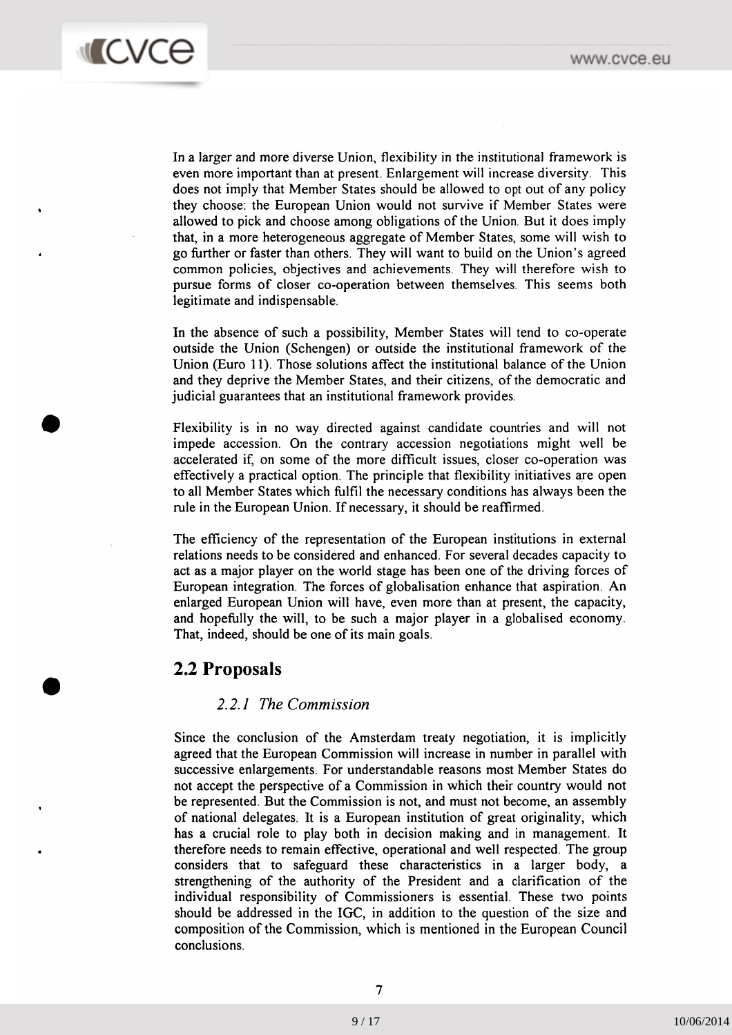In a larger and more diverse Union, flexibility in the institutional framework is even more important than at present. Enlargement will increase diversity. This does not imply that Member States should be allowed to opt out of any policy they choose: the European Union would not survive if Member States were allowed to pick and choose among obligations of the Union. But it does imply that, in a more heterogeneous aggregate of Member States, some will wish to go further or faster than others. They will want to build on the Union's agreed common policies, objectives and achievements. They will therefore wish to pursue forms of closer co-operation between themselves. This seems both legitimate and indispensable.

In the absence of such a possibility, Member States will tend to co-operate outside the Union (Schengen) or outside the institutional framework of the Union (Euro 11). Those solutions affect the institutional balance of the Union and they deprive the Member States, and their citizens, of the democratic and judicial guarantees that an institutional framework provides.

Flexibility is in no way directed against candidate countries and will not impede accession. On the contrary accession negotiations might well be accelerated if, on some of the more difficult issues, closer co-operation was effectively a practical option. The principle that flexibility initiatives are open to all Member States which fulfil the necessary conditions has always been the rule in the European Union. If necessary, it should be reaffirmed.

The efficiency of the representation of the European institutions in external relations needs to be considered and enhanced. For several decades capacity to act as a major player on the world stage has been one of the driving forces of European integration. The forces of globalisation enhance that aspiration. An enlarged European Union will have, even more than at present, the capacity, and hopefully the will, to be such a major player in a globalised economy. That, indeed, should be one of its main goals.

## 2.2 Proposals

### *2.2.1 The Commission*

Since the conclusion of the Amsterdam treaty negotiation, it is implicitly agreed that the European Commission will increase in number in parallel with successive enlargements. For understandable reasons most Member States do not accept the perspective of a Commission in which their country would not be represented. But the Commission is not, and must not become, an assembly of national delegates. It is a European institution of great originality, which has a crucial role to play both in decision making and in management. It therefore needs to remain effective, operational and well respected. The group considers that to safeguard these characteristics in a larger body, a strengthening of the authority of the President and a clarification of the individual responsibility of Commissioners is essential. These two points should be addressed in the IGC, in addition to the question of the size and composition of the Commission, which is mentioned in the European Council conclusions.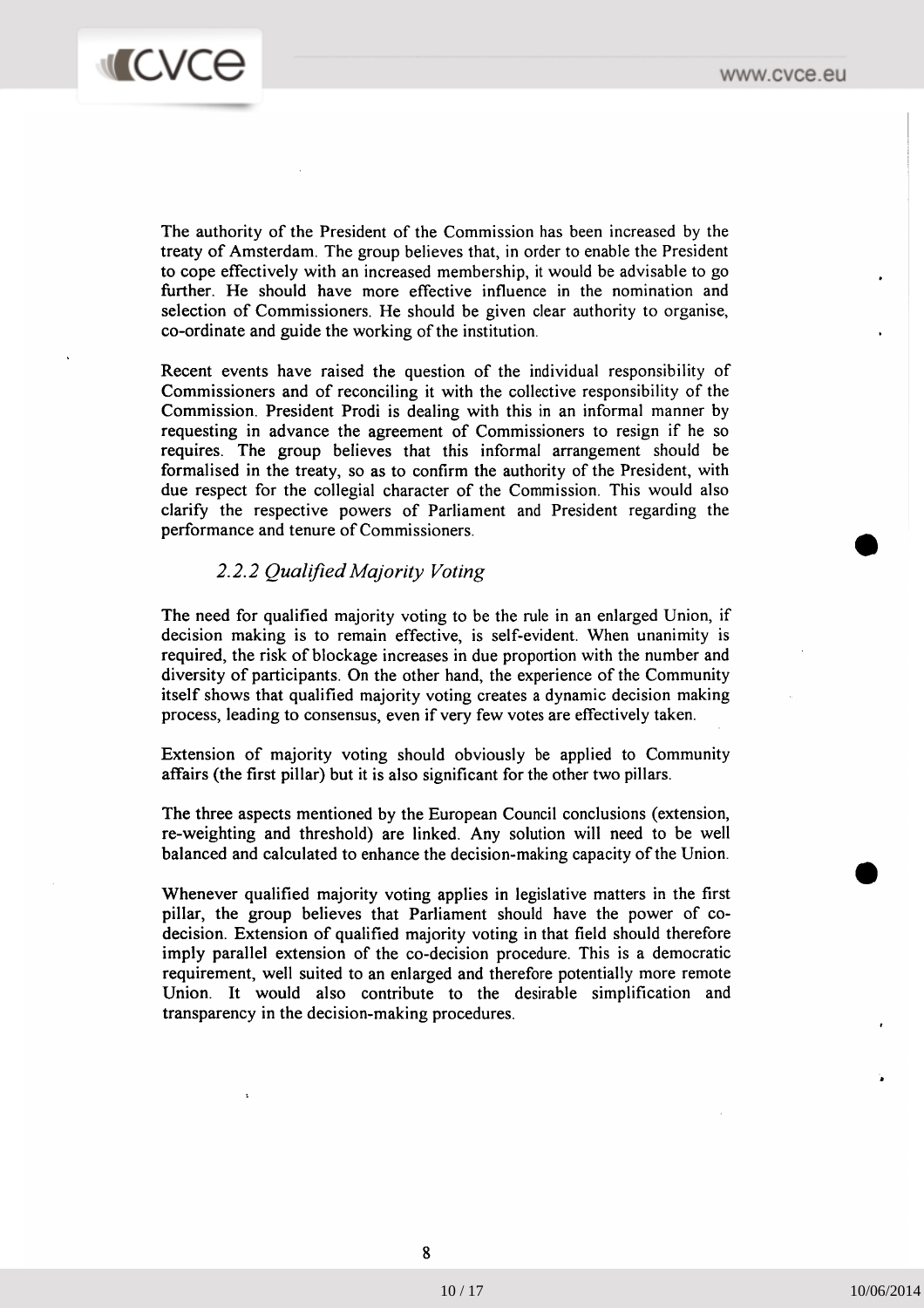The authority of the President of the Commission has been increased by the treaty of Amsterdam. The group believes that, in order to enable the President to cope effectively with an increased membership, it would be advisable to go further. He should have more effective influence in the nomination and selection of Commissioners. He should be given clear authority to organise, co-ordinate and guide the working of the institution.

Recent events have raised the question of the individual responsibility of Commissioners and of reconciling it with the collective responsibility of the Commission. President Prodi is dealing with this in an informal manner by requesting in advance the agreement of Commissioners to resign if he so requires. The group believes that this informal arrangement should be formalised in the treaty, so as to confirm the authority of the President, with due respect for the collegial character of the Commission. This would also clarify the respective powers of Parliament and President regarding the performance and tenure of Commissioners.

### *2.2.2 Qualified Majority Voting*

The need for qualified majority voting to be the rule in an enlarged Union, if decision making is to remain effective, is self-evident. When unanimity is required, the risk of blockage increases in due proportion with the number and diversity of participants. On the other hand, the experience of the Community itself shows that qualified majority voting creates a dynamic decision making process, leading to consensus, even if very few votes are effectively taken.

Extension of majority voting should obviously be applied to Community affairs (the first pillar) but it is also significant for the other two pillars.

The three aspects mentioned by the European Council conclusions (extension, re-weighting and threshold) are linked. Any solution will need to be well balanced and calculated to enhance the decision-making capacity of the Union.

Whenever qualified majority voting applies in legislative matters in the first pillar, the group believes that Parliament should have the power of co-decision. Extension of qualified majority voting in that field should therefore imply parallel extension of the co-decision procedure. This is a democratic requirement, well suited to an enlarged and therefore potentially more remote Union. It would also contribute to the desirable simplification and transparency in the decision-making procedures.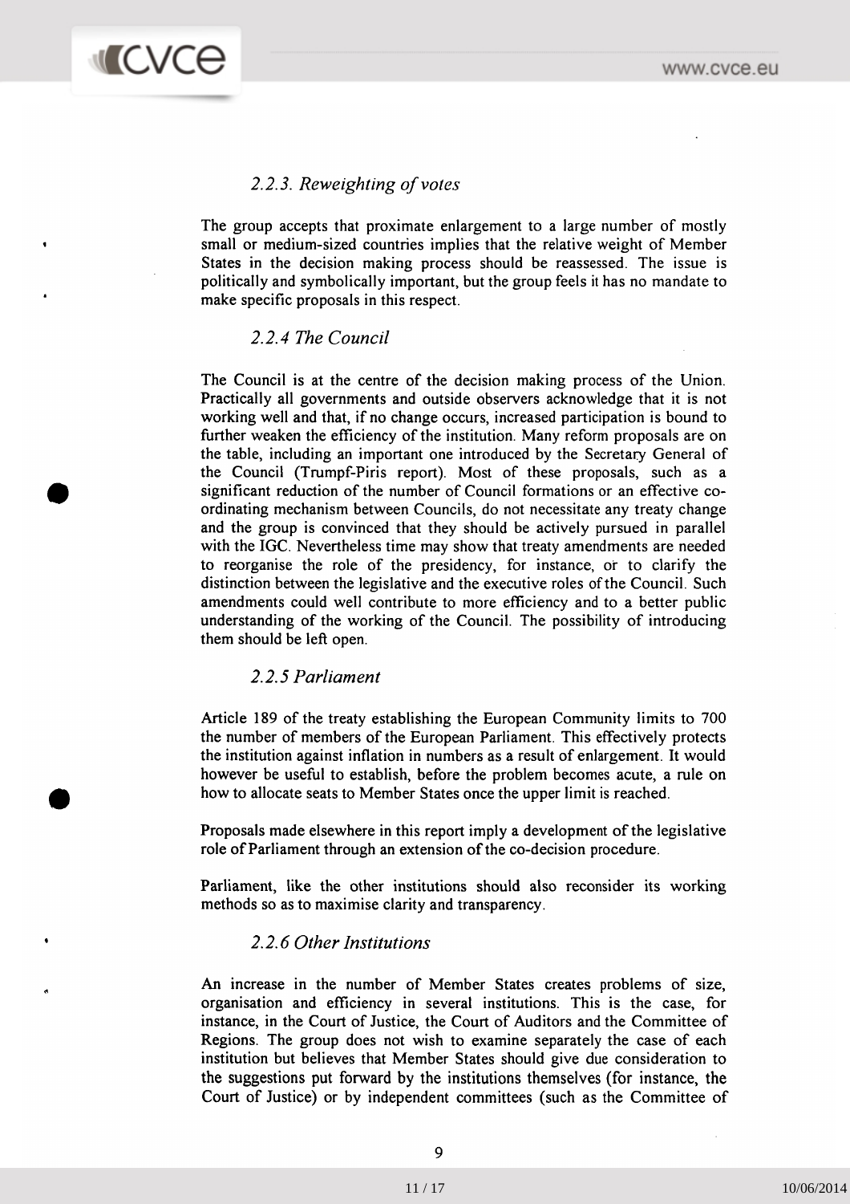### *2.2.3. Reweighting of votes*

The group accepts that proximate enlargement to a large number of mostly small or medium-sized countries implies that the relative weight of Member States in the decision making process should be reassessed. The issue is politically and symbolically important, but the group feels it has no mandate to make specific proposals in this respect.

### *2.2.4 The Council*

The Council is at the centre of the decision making process of the Union. Practically all governments and outside observers acknowledge that it is not working well and that, if no change occurs, increased participation is bound to further weaken the efficiency of the institution. Many reform proposals are on the table, including an important one introduced by the Secretary General of the Council (Trumpf-Piris report). Most of these proposals, such as a significant reduction of the number of Council formations or an effective co-ordinating mechanism between Councils, do not necessitate any treaty change and the group is convinced that they should be actively pursued in parallel with the IGC. Nevertheless time may show that treaty amendments are needed to reorganise the role of the presidency, for instance, or to clarify the distinction between the legislative and the executive roles of the Council. Such amendments could well contribute to more efficiency and to a better public understanding of the working of the Council. The possibility of introducing them should be left open.

### *2.2.5 Parliament*

Article 189 of the treaty establishing the European Community limits to 700 the number of members of the European Parliament. This effectively protects the institution against inflation in numbers as a result of enlargement. It would however be useful to establish, before the problem becomes acute, a rule on how to allocate seats to Member States once the upper limit is reached.

Proposals made elsewhere in this report imply a development of the legislative role of Parliament through an extension of the co-decision procedure.

Parliament, like the other institutions should also reconsider its working methods so as to maximise clarity and transparency.

### *2.2.6 Other Institutions*

An increase in the number of Member States creates problems of size, organisation and efficiency in several institutions. This is the case, for instance, in the Court of Justice, the Court of Auditors and the Committee of Regions. The group does not wish to examine separately the case of each institution but believes that Member States should give due consideration to the suggestions put forward by the institutions themselves (for instance, the Court of Justice) or by independent committees (such as the Committee of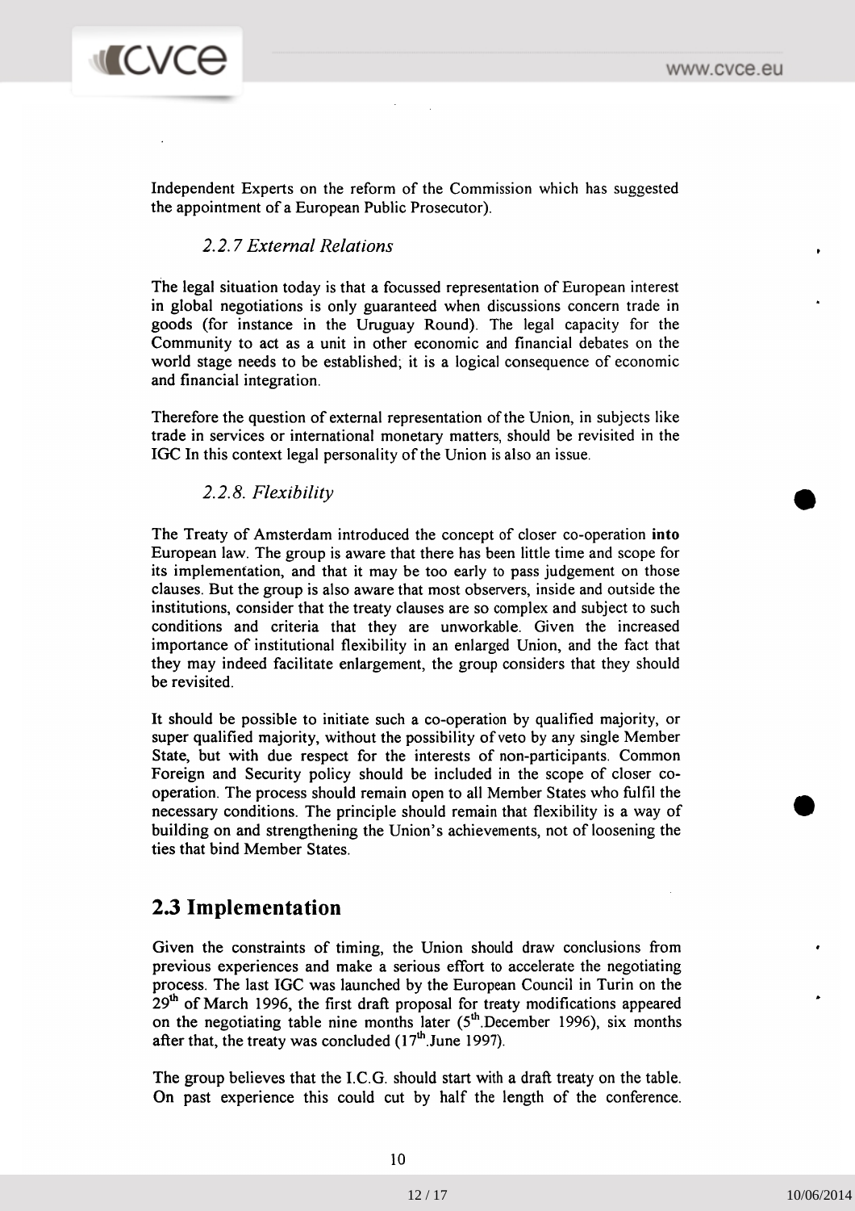Independent Experts on the reform of the Commission which has suggested the appointment of a European Public Prosecutor).

### *2.2.7 External Relations*

The legal situation today is that a focussed representation of European interest in global negotiations is only guaranteed when discussions concern trade in goods (for instance in the Uruguay Round). The legal capacity for the Community to act as a unit in other economic and financial debates on the world stage needs to be established; it is a logical consequence of economic and financial integration.

Therefore the question of external representation of the Union, in subjects like trade in services or international monetary matters, should be revisited in the IGC In this context legal personality of the Union is also an issue.

### *2.2.8. Flexibility*

The Treaty of Amsterdam introduced the concept of closer co-operation **into** European law. The group is aware that there has been little time and scope for its implementation, and that it may be too early to pass judgement on those clauses. But the group is also aware that most observers, inside and outside the institutions, consider that the treaty clauses are so complex and subject to such conditions and criteria that they are unworkable. Given the increased importance of institutional flexibility in an enlarged Union, and the fact that they may indeed facilitate enlargement, the group considers that they should be revisited.

It should be possible to initiate such a co-operation by qualified majority, or super qualified majority, without the possibility of veto by any single Member State, but with due respect for the interests of non-participants. Common Foreign and Security policy should be included in the scope of closer co-operation. The process should remain open to all Member States who fulfil the necessary conditions. The principle should remain that flexibility is a way of building on and strengthening the Union's achievements, not of loosening the ties that bind Member States.

## 2.3 Implementation

Given the constraints of timing, the Union should draw conclusions from previous experiences and make a serious effort to accelerate the negotiating process. The last IGC was launched by the European Council in Turin on the 29th of March 1996, the first draft proposal for treaty modifications appeared on the negotiating table nine months later (5th.December 1996), six months after that, the treaty was concluded (17th.June 1997).

The group believes that the I.C.G. should start with a draft treaty on the table. On past experience this could cut by half the length of the conference.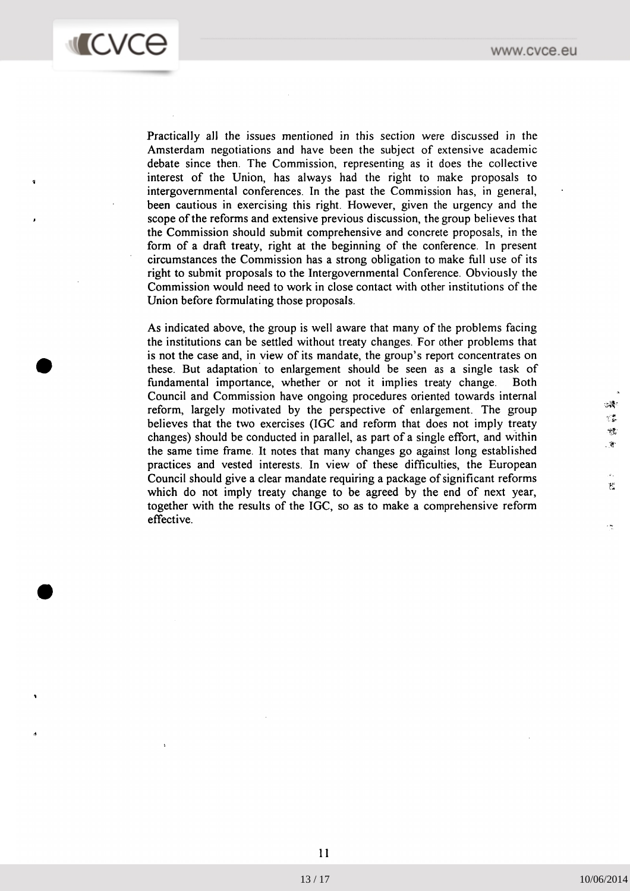Practically all the issues mentioned in this section were discussed in the Amsterdam negotiations and have been the subject of extensive academic debate since then. The Commission, representing as it does the collective interest of the Union, has always had the right to make proposals to intergovernmental conferences. In the past the Commission has, in general, been cautious in exercising this right. However, given the urgency and the scope of the reforms and extensive previous discussion, the group believes that the Commission should submit comprehensive and concrete proposals, in the form of a draft treaty, right at the beginning of the conference. In present circumstances the Commission has a strong obligation to make full use of its right to submit proposals to the Intergovernmental Conference. Obviously the Commission would need to work in close contact with other institutions of the Union before formulating those proposals.

As indicated above, the group is well aware that many of the problems facing the institutions can be settled without treaty changes. For other problems that is not the case and, in view of its mandate, the group's report concentrates on these. But adaptation to enlargement should be seen as a single task of fundamental importance, whether or not it implies treaty change. Both Council and Commission have ongoing procedures oriented towards internal reform, largely motivated by the perspective of enlargement. The group believes that the two exercises (IGC and reform that does not imply treaty changes) should be conducted in parallel, as part of a single effort, and within the same time frame. It notes that many changes go against long established practices and vested interests. In view of these difficulties, the European Council should give a clear mandate requiring a package of significant reforms which do not imply treaty change to be agreed by the end of next year, together with the results of the IGC, so as to make a comprehensive reform effective.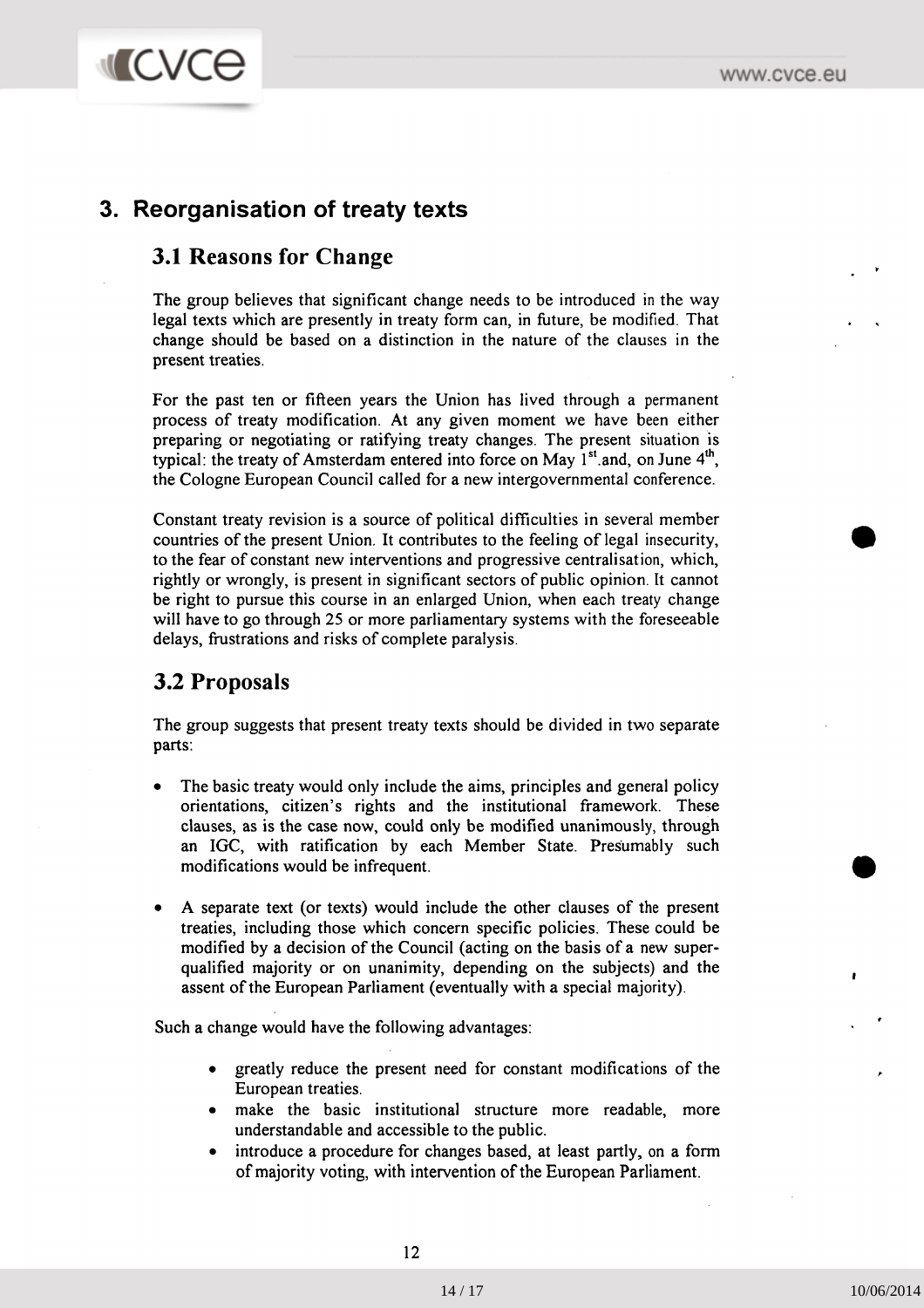# 3. Reorganisation of treaty texts

## 3.1 Reasons for Change

The group believes that significant change needs to be introduced in the way legal texts which are presently in treaty form can, in future, be modified. That change should be based on a distinction in the nature of the clauses in the present treaties.

For the past ten or fifteen years the Union has lived through a permanent process of treaty modification. At any given moment we have been either preparing or negotiating or ratifying treaty changes. The present situation is typical: the treaty of Amsterdam entered into force on May 1st.and, on June 4th, the Cologne European Council called for a new intergovernmental conference.

Constant treaty revision is a source of political difficulties in several member countries of the present Union. It contributes to the feeling of legal insecurity, to the fear of constant new interventions and progressive centralisation, which, rightly or wrongly, is present in significant sectors of public opinion. It cannot be right to pursue this course in an enlarged Union, when each treaty change will have to go through 25 or more parliamentary systems with the foreseeable delays, frustrations and risks of complete paralysis.

## 3.2 Proposals

The group suggests that present treaty texts should be divided in two separate parts:

- The basic treaty would only include the aims, principles and general policy orientations, citizen's rights and the institutional framework. These clauses, as is the case now, could only be modified unanimously, through an IGC, with ratification by each Member State. Presumably such modifications would be infrequent.
- A separate text (or texts) would include the other clauses of the present treaties, including those which concern specific policies. These could be modified by a decision of the Council (acting on the basis of a new super-qualified majority or on unanimity, depending on the subjects) and the assent of the European Parliament (eventually with a special majority).

Such a change would have the following advantages:

- greatly reduce the present need for constant modifications of the European treaties.
- make the basic institutional structure more readable, more understandable and accessible to the public.
- introduce a procedure for changes based, at least partly, on a form of majority voting, with intervention of the European Parliament.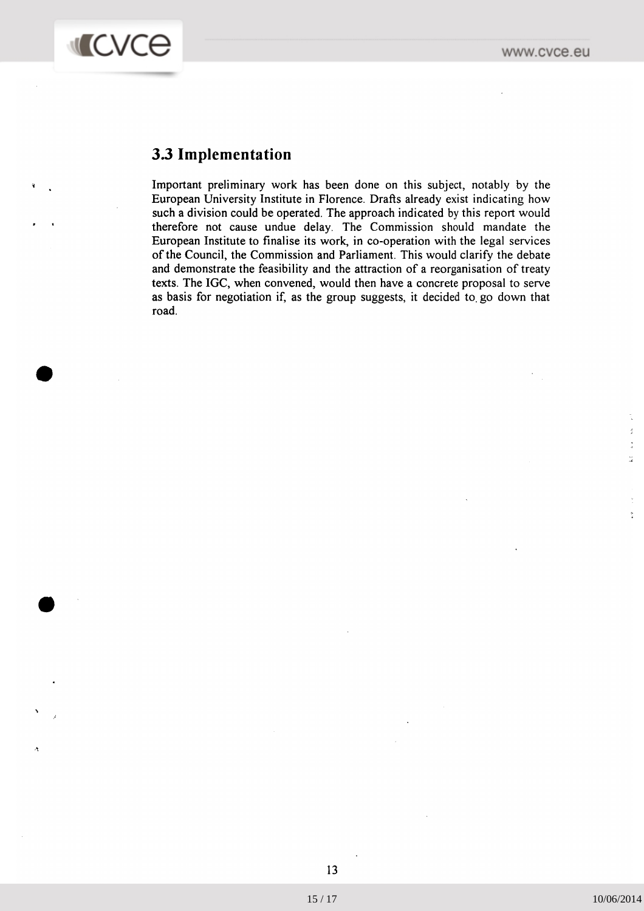### 3.3 Implementation

Important preliminary work has been done on this subject, notably by the European University Institute in Florence. Drafts already exist indicating how such a division could be operated. The approach indicated by this report would therefore not cause undue delay. The Commission should mandate the European Institute to finalise its work, in co-operation with the legal services of the Council, the Commission and Parliament. This would clarify the debate and demonstrate the feasibility and the attraction of a reorganisation of treaty texts. The IGC, when convened, would then have a concrete proposal to serve as basis for negotiation if, as the group suggests, it decided to go down that road.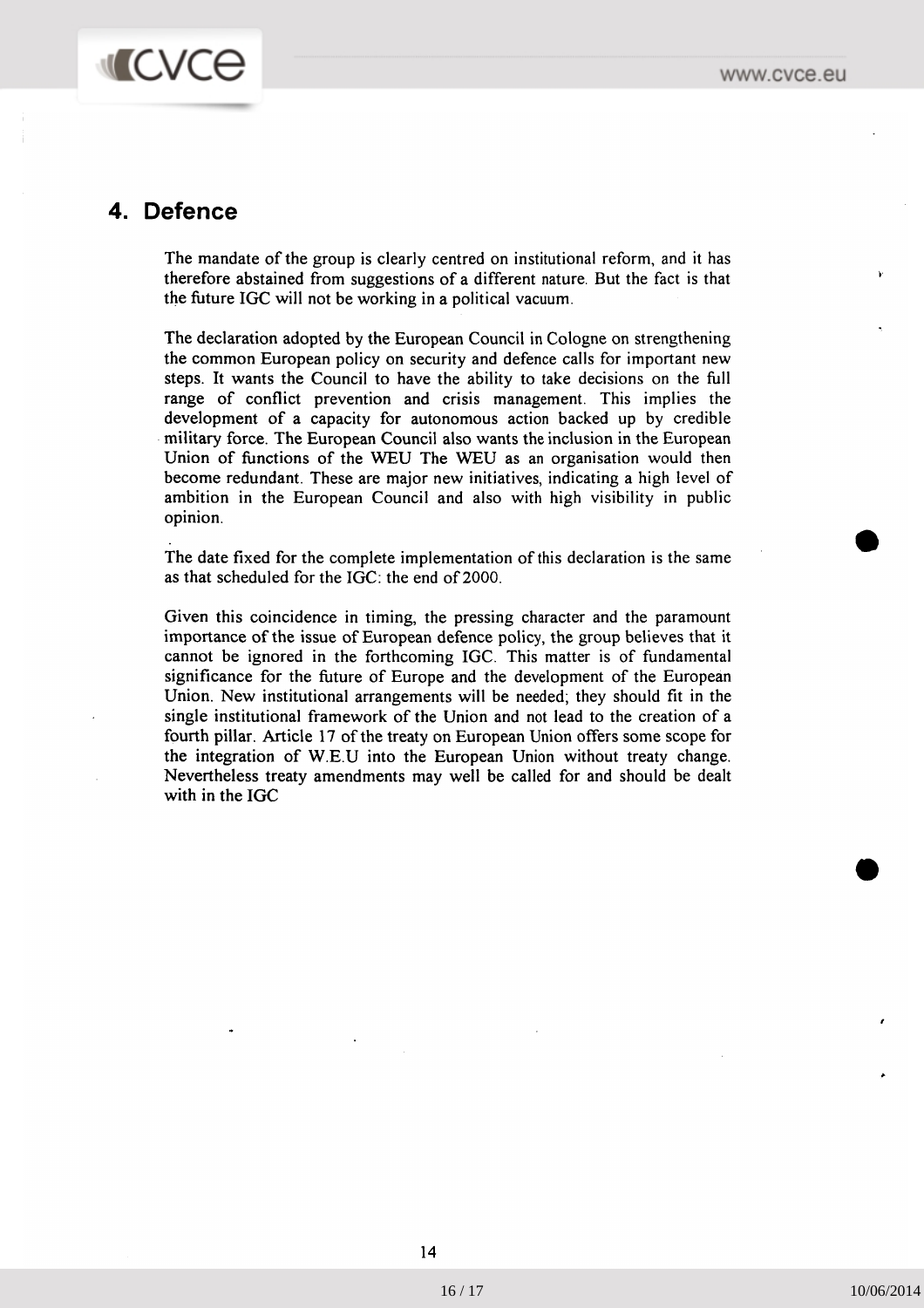## 4. Defence

The mandate of the group is clearly centred on institutional reform, and it has therefore abstained from suggestions of a different nature. But the fact is that the future IGC will not be working in a political vacuum.

The declaration adopted by the European Council in Cologne on strengthening the common European policy on security and defence calls for important new steps. It wants the Council to have the ability to take decisions on the full range of conflict prevention and crisis management. This implies the development of a capacity for autonomous action backed up by credible military force. The European Council also wants the inclusion in the European Union of functions of the WEU The WEU as an organisation would then become redundant. These are major new initiatives, indicating a high level of ambition in the European Council and also with high visibility in public opinion.

The date fixed for the complete implementation of this declaration is the same as that scheduled for the IGC: the end of 2000.

Given this coincidence in timing, the pressing character and the paramount importance of the issue of European defence policy, the group believes that it cannot be ignored in the forthcoming IGC. This matter is of fundamental significance for the future of Europe and the development of the European Union. New institutional arrangements will be needed; they should fit in the single institutional framework of the Union and not lead to the creation of a fourth pillar. Article 17 of the treaty on European Union offers some scope for the integration of W.E.U into the European Union without treaty change. Nevertheless treaty amendments may well be called for and should be dealt with in the IGC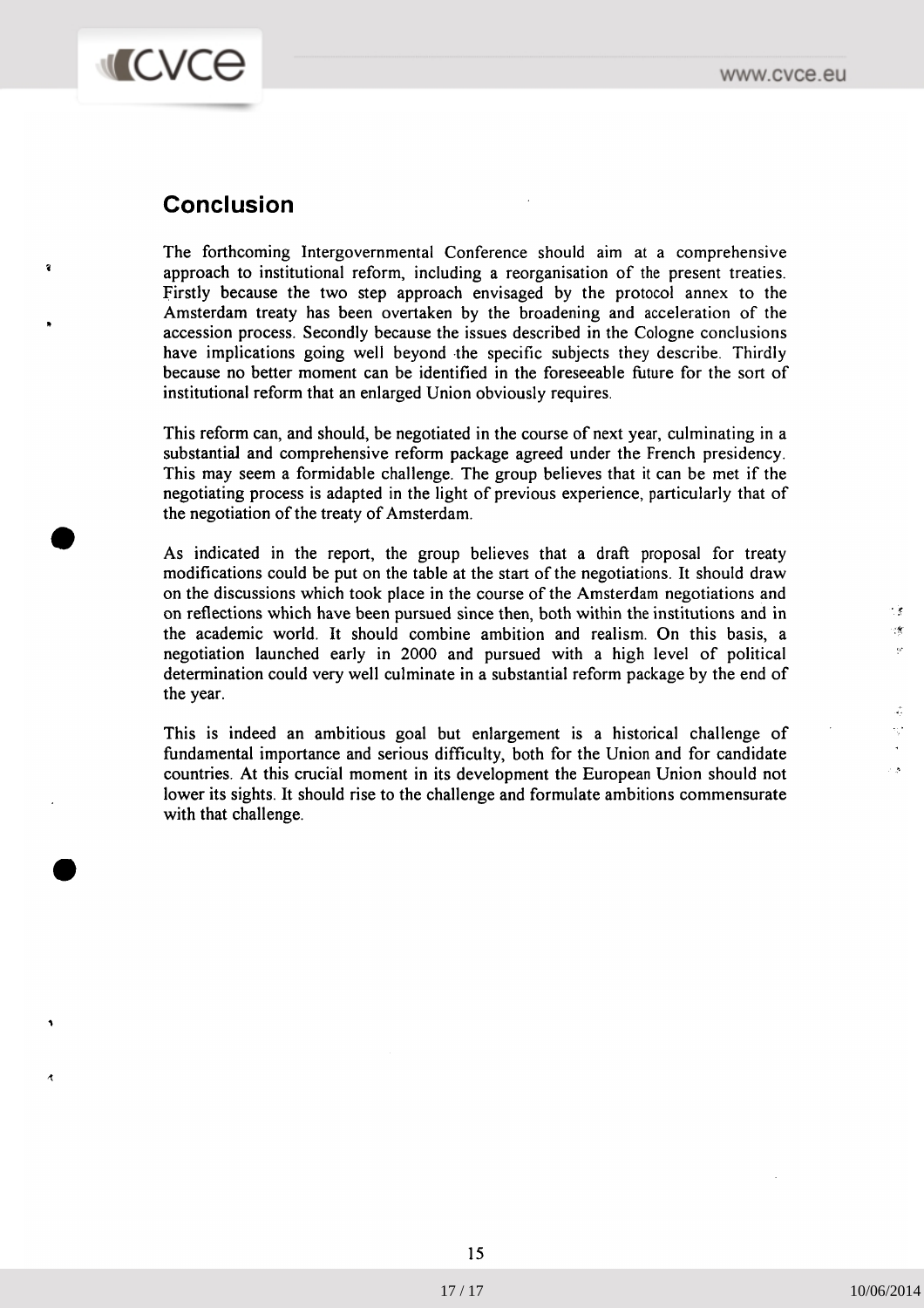## Conclusion

The forthcoming Intergovernmental Conference should aim at a comprehensive approach to institutional reform, including a reorganisation of the present treaties. Firstly because the two step approach envisaged by the protocol annex to the Amsterdam treaty has been overtaken by the broadening and acceleration of the accession process. Secondly because the issues described in the Cologne conclusions have implications going well beyond the specific subjects they describe. Thirdly because no better moment can be identified in the foreseeable future for the sort of institutional reform that an enlarged Union obviously requires.

This reform can, and should, be negotiated in the course of next year, culminating in a substantial and comprehensive reform package agreed under the French presidency. This may seem a formidable challenge. The group believes that it can be met if the negotiating process is adapted in the light of previous experience, particularly that of the negotiation of the treaty of Amsterdam.

As indicated in the report, the group believes that a draft proposal for treaty modifications could be put on the table at the start of the negotiations. It should draw on the discussions which took place in the course of the Amsterdam negotiations and on reflections which have been pursued since then, both within the institutions and in the academic world. It should combine ambition and realism. On this basis, a negotiation launched early in 2000 and pursued with a high level of political determination could very well culminate in a substantial reform package by the end of the year.

This is indeed an ambitious goal but enlargement is a historical challenge of fundamental importance and serious difficulty, both for the Union and for candidate countries. At this crucial moment in its development the European Union should not lower its sights. It should rise to the challenge and formulate ambitions commensurate with that challenge.